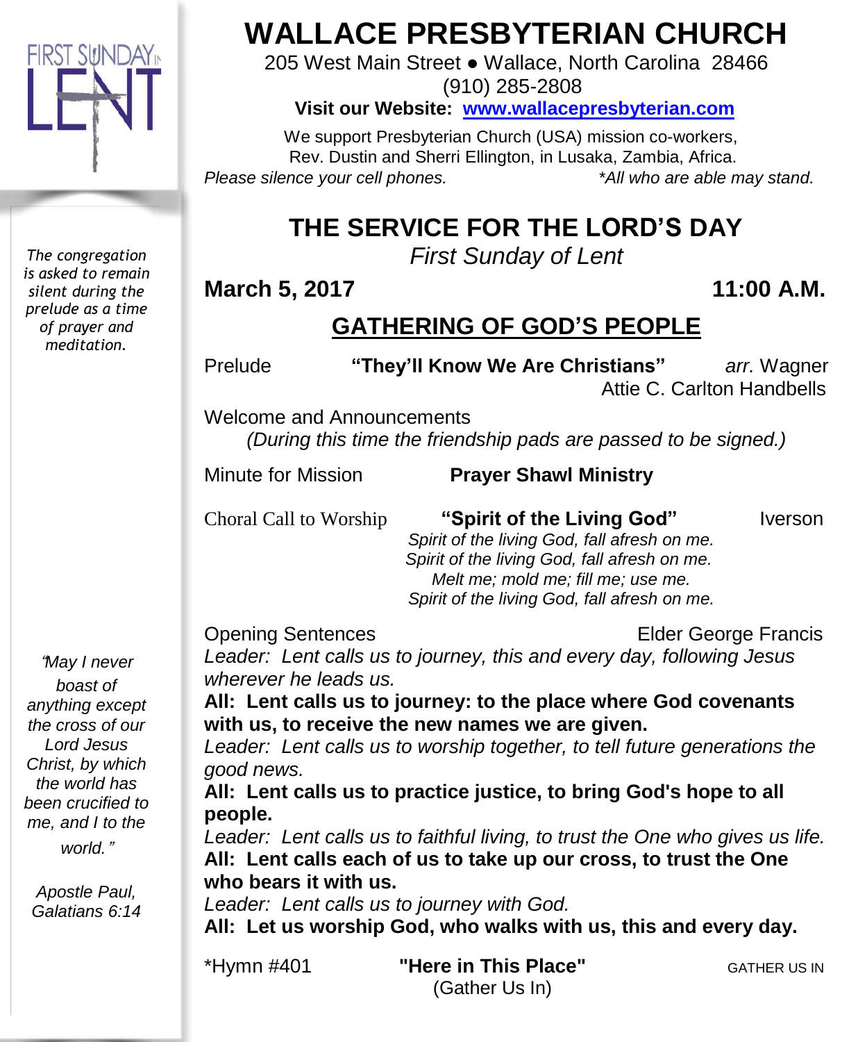# WALLACE PRESBYTERIAN CHURCH

205 West Main Street ● Wallace, North Carolina 28466
(910) 285-2808
**Visit our Website: www.wallacepresbyterian.com**

We support Presbyterian Church (USA) mission co-workers, Rev. Dustin and Sherri Ellington, in Lusaka, Zambia, Africa.

*Please silence your cell phones.* *\*All who are able may stand.*

FIRST SUNDAY IN LENT

*The congregation is asked to remain silent during the prelude as a time of prayer and meditation.*

## THE SERVICE FOR THE LORD'S DAY

*First Sunday of Lent*

**March 5, 2017** **11:00 A.M.**

## GATHERING OF GOD'S PEOPLE

Prelude **"They'll Know We Are Christians"** *arr.* Wagner
Attie C. Carlton Handbells

Welcome and Announcements
*(During this time the friendship pads are passed to be signed.)*

Minute for Mission **Prayer Shawl Ministry**

Choral Call to Worship **"Spirit of the Living God"** Iverson

*Spirit of the living God, fall afresh on me.*
*Spirit of the living God, fall afresh on me.*
*Melt me; mold me; fill me; use me.*
*Spirit of the living God, fall afresh on me.*

Opening Sentences Elder George Francis

*Leader: Lent calls us to journey, this and every day, following Jesus wherever he leads us.*
**All: Lent calls us to journey: to the place where God covenants with us, to receive the new names we are given.**
*Leader: Lent calls us to worship together, to tell future generations the good news.*
**All: Lent calls us to practice justice, to bring God's hope to all people.**
*Leader: Lent calls us to faithful living, to trust the One who gives us life.*
**All: Lent calls each of us to take up our cross, to trust the One who bears it with us.**
*Leader: Lent calls us to journey with God.*
**All: Let us worship God, who walks with us, this and every day.**

*"May I never boast of anything except the cross of our Lord Jesus Christ, by which the world has been crucified to me, and I to the world."*

*Apostle Paul, Galatians 6:14*

\*Hymn #401 **"Here in This Place"** GATHER US IN
(Gather Us In)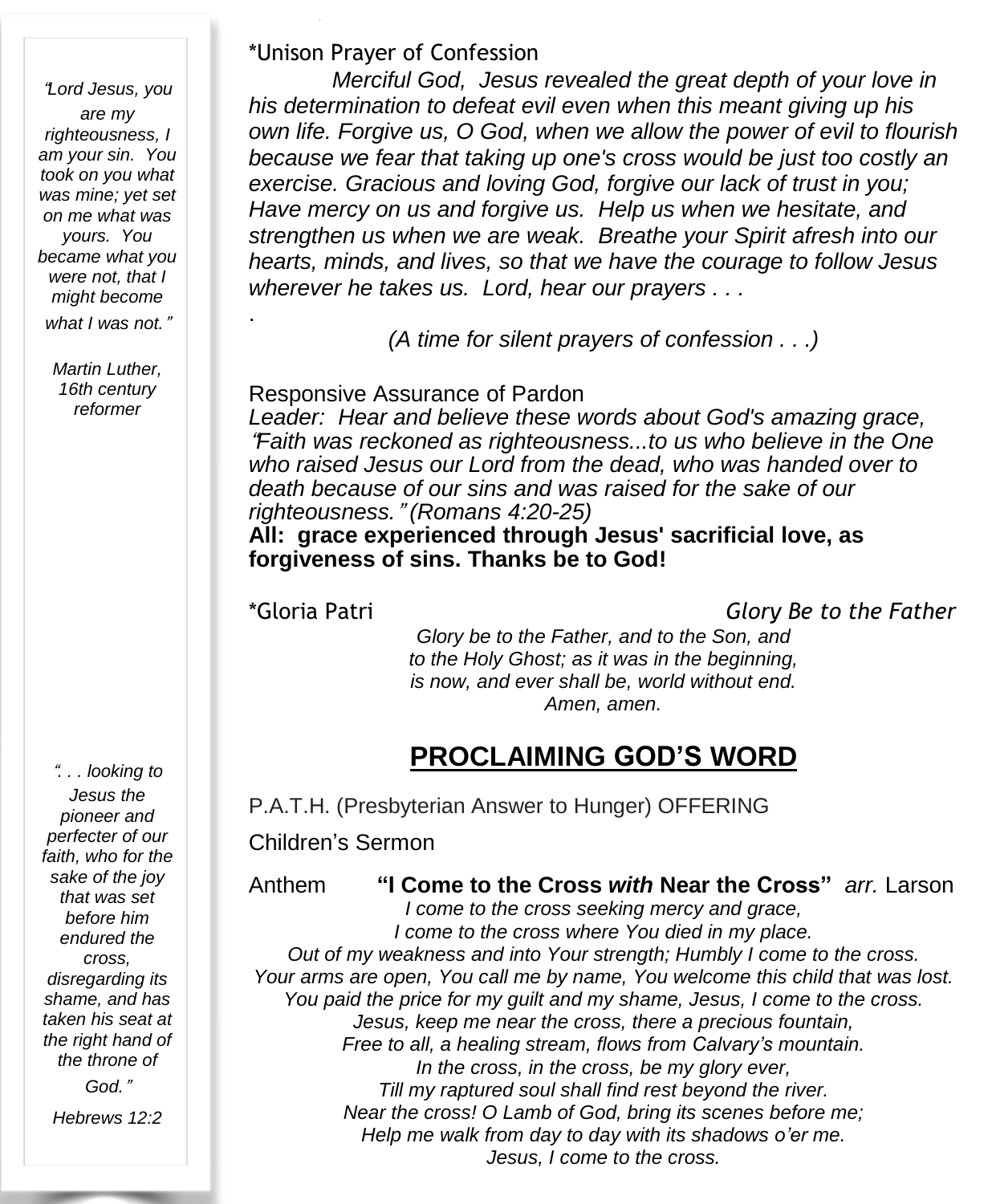*"Lord Jesus, you are my righteousness, I am your sin. You took on you what was mine; yet set on me what was yours. You became what you were not, that I might become what I was not."*

*Martin Luther, 16th century reformer*

*Unison Prayer of Confession

*Merciful God, Jesus revealed the great depth of your love in his determination to defeat evil even when this meant giving up his own life. Forgive us, O God, when we allow the power of evil to flourish because we fear that taking up one's cross would be just too costly an exercise. Gracious and loving God, forgive our lack of trust in you; Have mercy on us and forgive us. Help us when we hesitate, and strengthen us when we are weak. Breathe your Spirit afresh into our hearts, minds, and lives, so that we have the courage to follow Jesus wherever he takes us. Lord, hear our prayers . . .*

.

*(A time for silent prayers of confession . . .)*

Responsive Assurance of Pardon

*Leader: Hear and believe these words about God's amazing grace, "Faith was reckoned as righteousness...to us who believe in the One who raised Jesus our Lord from the dead, who was handed over to death because of our sins and was raised for the sake of our righteousness." (Romans 4:20-25)*

**All: grace experienced through Jesus' sacrificial love, as forgiveness of sins. Thanks be to God!**

*Gloria Patri *Glory Be to the Father*

*Glory be to the Father, and to the Son, and*
*to the Holy Ghost; as it was in the beginning,*
*is now, and ever shall be, world without end.*
*Amen, amen.*

## PROCLAIMING GOD'S WORD

P.A.T.H. (Presbyterian Answer to Hunger) OFFERING

Children's Sermon

Anthem **"I Come to the Cross *with* Near the Cross"** *arr.* Larson

*I come to the cross seeking mercy and grace,*
*I come to the cross where You died in my place.*
*Out of my weakness and into Your strength; Humbly I come to the cross.*
*Your arms are open, You call me by name, You welcome this child that was lost.*
*You paid the price for my guilt and my shame, Jesus, I come to the cross.*
*Jesus, keep me near the cross, there a precious fountain,*
*Free to all, a healing stream, flows from Calvary's mountain.*
*In the cross, in the cross, be my glory ever,*
*Till my raptured soul shall find rest beyond the river.*
*Near the cross! O Lamb of God, bring its scenes before me;*
*Help me walk from day to day with its shadows o'er me.*
*Jesus, I come to the cross.*

*". . . looking to Jesus the pioneer and perfecter of our faith, who for the sake of the joy that was set before him endured the cross, disregarding its shame, and has taken his seat at the right hand of the throne of God."*

*Hebrews 12:2*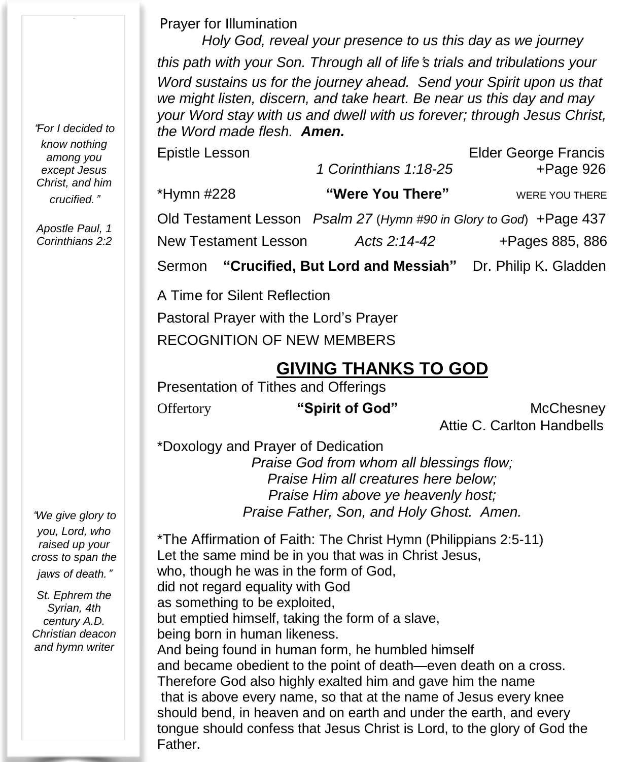*"For I decided to know nothing among you except Jesus Christ, and him crucified."*

*Apostle Paul, 1 Corinthians 2:2*

Prayer for Illumination

*Holy God, reveal your presence to us this day as we journey this path with your Son. Through all of life's trials and tribulations your Word sustains us for the journey ahead. Send your Spirit upon us that we might listen, discern, and take heart. Be near us this day and may your Word stay with us and dwell with us forever; through Jesus Christ, the Word made flesh.* ***Amen.***

Epistle Lesson — Elder George Francis
*1 Corinthians 1:18-25* — +Page 926

*Hymn #228 — **"Were You There"** — WERE YOU THERE

Old Testament Lesson — *Psalm 27* (*Hymn #90 in Glory to God*) — +Page 437

New Testament Lesson — *Acts 2:14-42* — +Pages 885, 886

Sermon — **"Crucified, But Lord and Messiah"** — Dr. Philip K. Gladden

A Time for Silent Reflection

Pastoral Prayer with the Lord's Prayer

RECOGNITION OF NEW MEMBERS

## GIVING THANKS TO GOD

Presentation of Tithes and Offerings

Offertory — **"Spirit of God"** — McChesney
Attie C. Carlton Handbells

*Doxology and Prayer of Dedication

*Praise God from whom all blessings flow;*
*Praise Him all creatures here below;*
*Praise Him above ye heavenly host;*
*Praise Father, Son, and Holy Ghost. Amen.*

*"We give glory to you, Lord, who raised up your cross to span the jaws of death."*

*St. Ephrem the Syrian, 4th century A.D. Christian deacon and hymn writer*

*The Affirmation of Faith: The Christ Hymn (Philippians 2:5-11)
Let the same mind be in you that was in Christ Jesus,
who, though he was in the form of God,
did not regard equality with God
as something to be exploited,
but emptied himself, taking the form of a slave,
being born in human likeness.
And being found in human form, he humbled himself
and became obedient to the point of death—even death on a cross.
Therefore God also highly exalted him and gave him the name
that is above every name, so that at the name of Jesus every knee should bend, in heaven and on earth and under the earth, and every tongue should confess that Jesus Christ is Lord, to the glory of God the Father.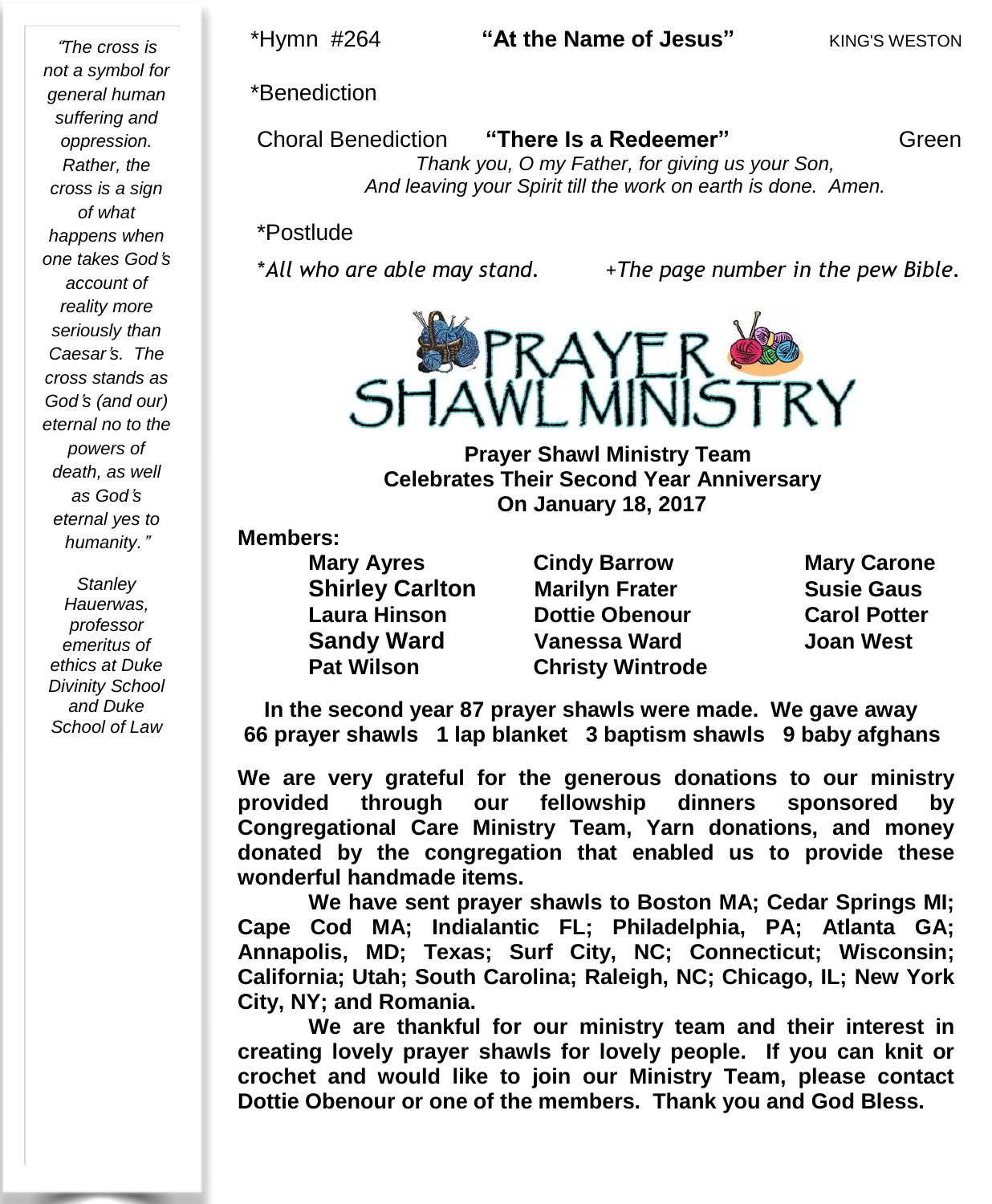*Hymn #264 **"At the Name of Jesus"** KING'S WESTON

*Benediction

Choral Benediction **"There Is a Redeemer"** Green

*Thank you, O my Father, for giving us your Son,*
*And leaving your Spirit till the work on earth is done. Amen.*

*Postlude

**All who are able may stand.* *+The page number in the pew Bible.*

# PRAYER SHAWL MINISTRY

**Prayer Shawl Ministry Team**
**Celebrates Their Second Year Anniversary**
**On January 18, 2017**

**Members:**

| | | |
|---|---|---|
| **Mary Ayres** | **Cindy Barrow** | **Mary Carone** |
| **Shirley Carlton** | **Marilyn Frater** | **Susie Gaus** |
| **Laura Hinson** | **Dottie Obenour** | **Carol Potter** |
| **Sandy Ward** | **Vanessa Ward** | **Joan West** |
| **Pat Wilson** | **Christy Wintrode** | |

**In the second year 87 prayer shawls were made. We gave away 66 prayer shawls 1 lap blanket 3 baptism shawls 9 baby afghans**

**We are very grateful for the generous donations to our ministry provided through our fellowship dinners sponsored by Congregational Care Ministry Team, Yarn donations, and money donated by the congregation that enabled us to provide these wonderful handmade items.**

**We have sent prayer shawls to Boston MA; Cedar Springs MI; Cape Cod MA; Indialantic FL; Philadelphia, PA; Atlanta GA; Annapolis, MD; Texas; Surf City, NC; Connecticut; Wisconsin; California; Utah; South Carolina; Raleigh, NC; Chicago, IL; New York City, NY; and Romania.**

**We are thankful for our ministry team and their interest in creating lovely prayer shawls for lovely people. If you can knit or crochet and would like to join our Ministry Team, please contact Dottie Obenour or one of the members. Thank you and God Bless.**

*"The cross is not a symbol for general human suffering and oppression. Rather, the cross is a sign of what happens when one takes God's account of reality more seriously than Caesar's. The cross stands as God's (and our) eternal no to the powers of death, as well as God's eternal yes to humanity."*

*Stanley Hauerwas, professor emeritus of ethics at Duke Divinity School and Duke School of Law*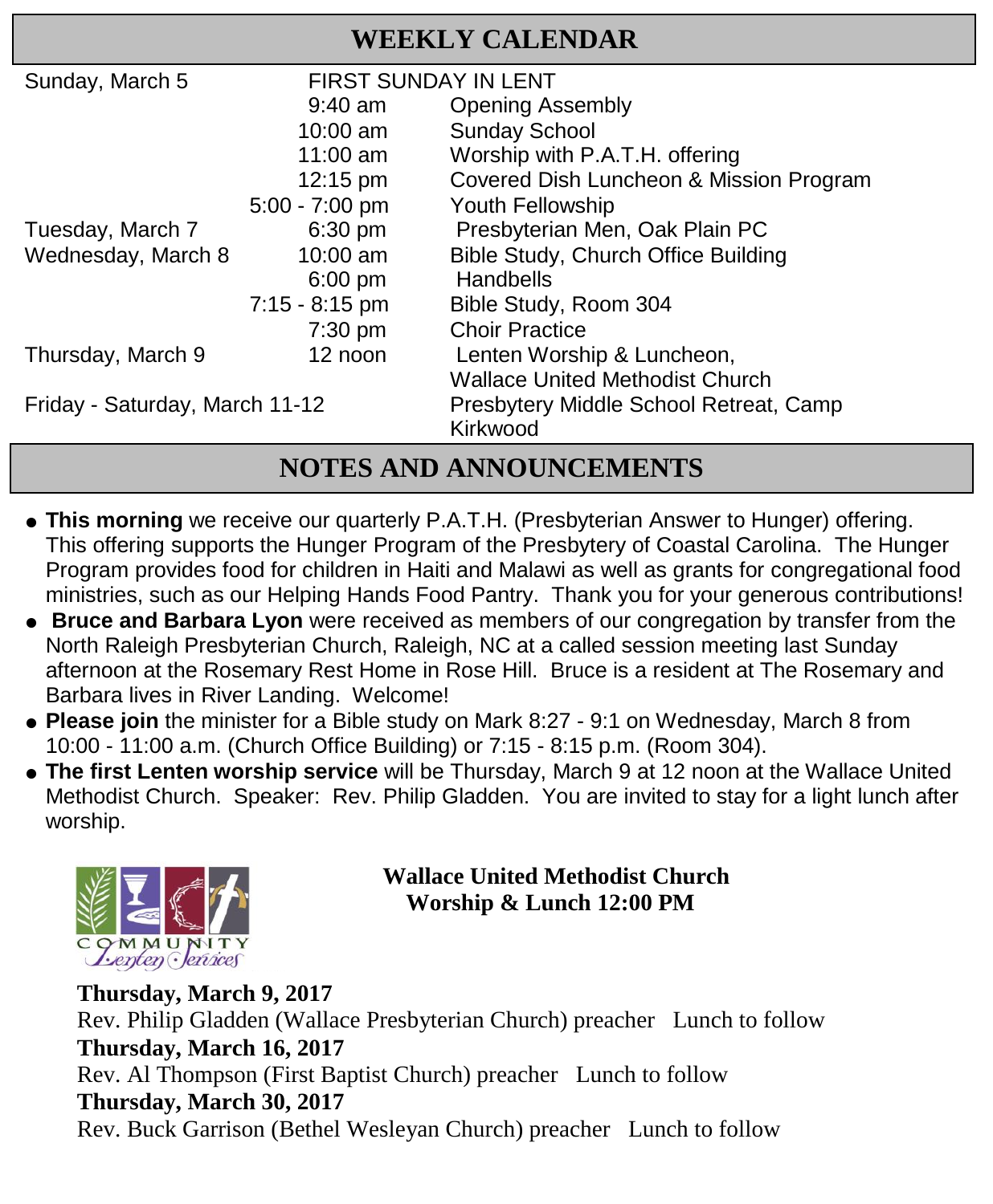## WEEKLY CALENDAR

| | | |
|---|---|---|
| Sunday, March 5 | FIRST SUNDAY IN LENT | |
| | 9:40 am | Opening Assembly |
| | 10:00 am | Sunday School |
| | 11:00 am | Worship with P.A.T.H. offering |
| | 12:15 pm | Covered Dish Luncheon & Mission Program |
| | 5:00 - 7:00 pm | Youth Fellowship |
| Tuesday, March 7 | 6:30 pm | Presbyterian Men, Oak Plain PC |
| Wednesday, March 8 | 10:00 am | Bible Study, Church Office Building |
| | 6:00 pm | Handbells |
| | 7:15 - 8:15 pm | Bible Study, Room 304 |
| | 7:30 pm | Choir Practice |
| Thursday, March 9 | 12 noon | Lenten Worship & Luncheon, Wallace United Methodist Church |
| Friday - Saturday, March 11-12 | | Presbytery Middle School Retreat, Camp Kirkwood |

## NOTES AND ANNOUNCEMENTS

- **This morning** we receive our quarterly P.A.T.H. (Presbyterian Answer to Hunger) offering. This offering supports the Hunger Program of the Presbytery of Coastal Carolina. The Hunger Program provides food for children in Haiti and Malawi as well as grants for congregational food ministries, such as our Helping Hands Food Pantry. Thank you for your generous contributions!
- **Bruce and Barbara Lyon** were received as members of our congregation by transfer from the North Raleigh Presbyterian Church, Raleigh, NC at a called session meeting last Sunday afternoon at the Rosemary Rest Home in Rose Hill. Bruce is a resident at The Rosemary and Barbara lives in River Landing. Welcome!
- **Please join** the minister for a Bible study on Mark 8:27 - 9:1 on Wednesday, March 8 from 10:00 - 11:00 a.m. (Church Office Building) or 7:15 - 8:15 p.m. (Room 304).
- **The first Lenten worship service** will be Thursday, March 9 at 12 noon at the Wallace United Methodist Church. Speaker: Rev. Philip Gladden. You are invited to stay for a light lunch after worship.

COMMUNITY *Lenten Services*

**Wallace United Methodist Church**
**Worship & Lunch 12:00 PM**

**Thursday, March 9, 2017**
Rev. Philip Gladden (Wallace Presbyterian Church) preacher   Lunch to follow
**Thursday, March 16, 2017**
Rev. Al Thompson (First Baptist Church) preacher   Lunch to follow
**Thursday, March 30, 2017**
Rev. Buck Garrison (Bethel Wesleyan Church) preacher   Lunch to follow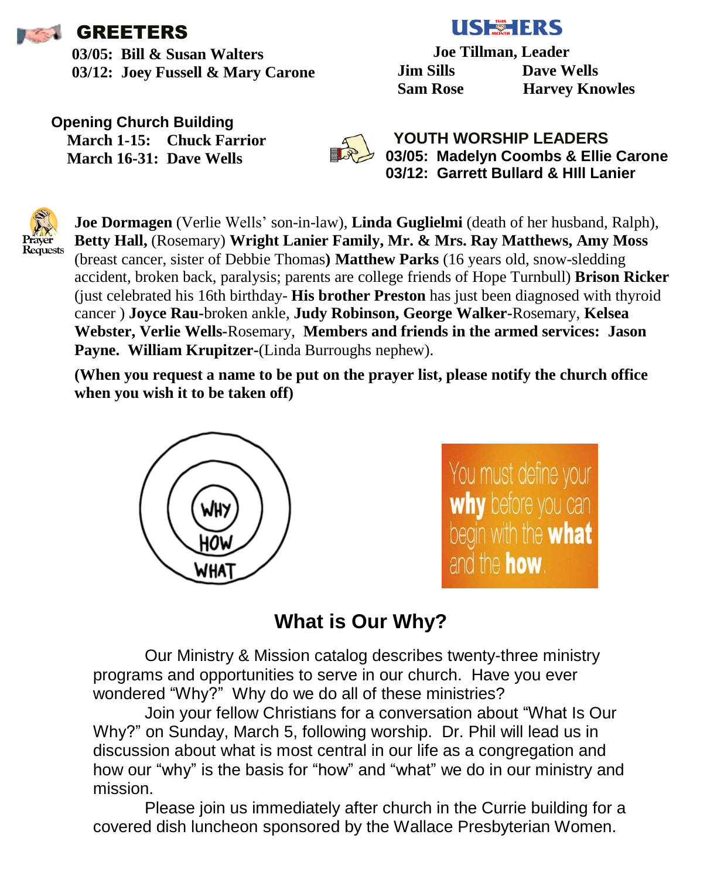## GREETERS

**03/05: Bill & Susan Walters**
**03/12: Joey Fussell & Mary Carone**

## USHERS

**Joe Tillman, Leader**

| | |
|---|---|
| **Jim Sills** | **Dave Wells** |
| **Sam Rose** | **Harvey Knowles** |

**Opening Church Building**

**March 1-15: Chuck Farrior**
**March 16-31: Dave Wells**

**YOUTH WORSHIP LEADERS**

**03/05: Madelyn Coombs & Ellie Carone**
**03/12: Garrett Bullard & HIll Lanier**

Prayer Requests

**Joe Dormagen** (Verlie Wells' son-in-law), **Linda Guglielmi** (death of her husband, Ralph), **Betty Hall,** (Rosemary) **Wright Lanier Family, Mr. & Mrs. Ray Matthews, Amy Moss** (breast cancer, sister of Debbie Thomas**) Matthew Parks** (16 years old, snow-sledding accident, broken back, paralysis; parents are college friends of Hope Turnbull) **Brison Ricker** (just celebrated his 16th birthday- **His brother Preston** has just been diagnosed with thyroid cancer ) **Joyce Rau**-broken ankle, **Judy Robinson, George Walker**-Rosemary, **Kelsea Webster, Verlie Wells**-Rosemary, **Members and friends in the armed services: Jason Payne. William Krupitzer**-(Linda Burroughs nephew).

**(When you request a name to be put on the prayer list, please notify the church office when you wish it to be taken off)**

WHY
HOW
WHAT

You must define your **why** before you can begin with the **what** and the **how**.

## What is Our Why?

Our Ministry & Mission catalog describes twenty-three ministry programs and opportunities to serve in our church. Have you ever wondered "Why?" Why do we do all of these ministries?

Join your fellow Christians for a conversation about "What Is Our Why?" on Sunday, March 5, following worship. Dr. Phil will lead us in discussion about what is most central in our life as a congregation and how our "why" is the basis for "how" and "what" we do in our ministry and mission.

Please join us immediately after church in the Currie building for a covered dish luncheon sponsored by the Wallace Presbyterian Women.